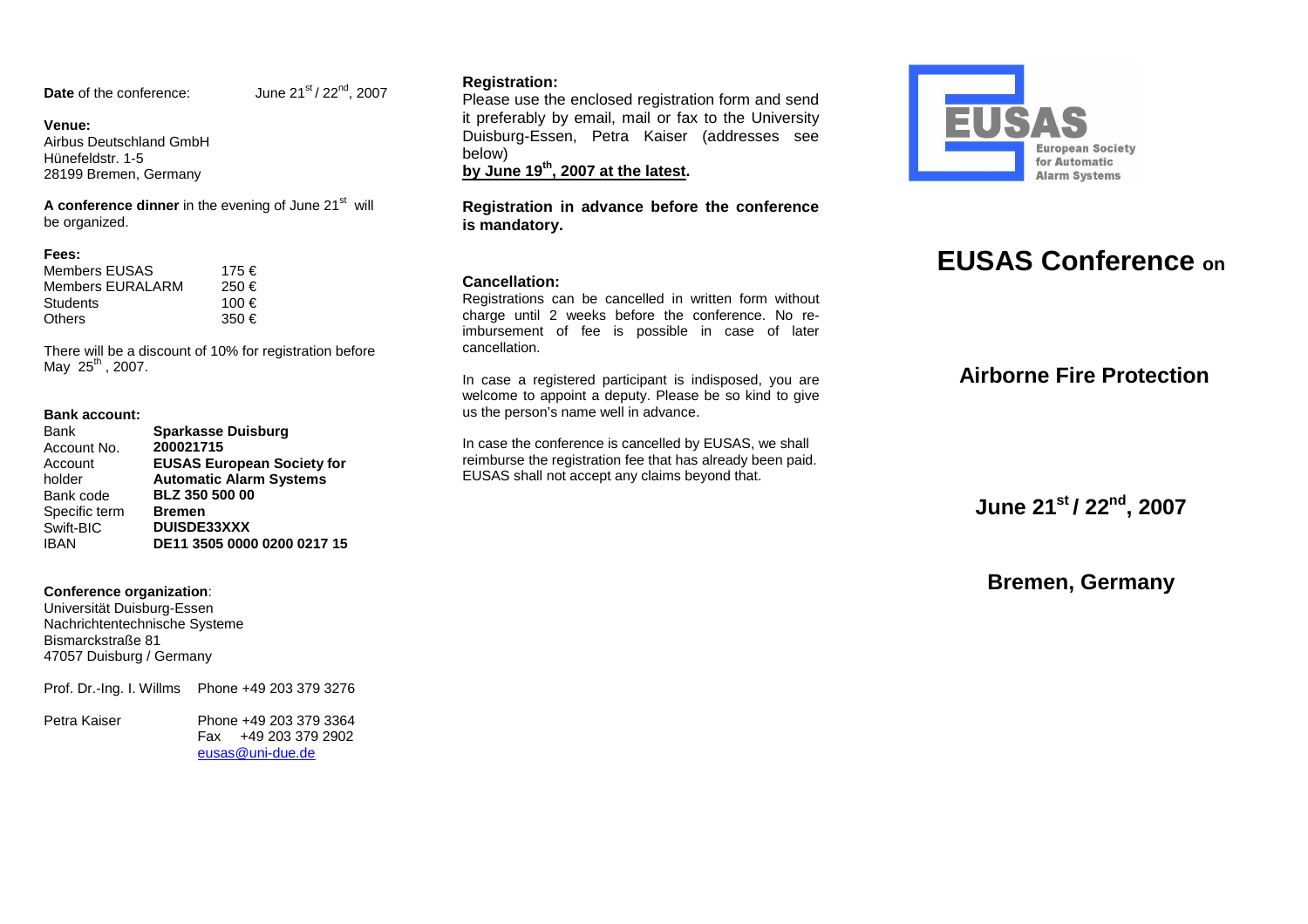**Date** of the conference: June 21st / 22nd, 2007

**Venue:**
Airbus Deutschland GmbH
Hünefeldstr. 1-5
28199 Bremen, Germany

**A conference dinner** in the evening of June 21st will be organized.

**Fees:**

| | |
|---|---|
| Members EUSAS | 175 € |
| Members EURALARM | 250 € |
| Students | 100 € |
| Others | 350 € |

There will be a discount of 10% for registration before May 25th , 2007.

**Bank account:**

| | |
|---|---|
| Bank | **Sparkasse Duisburg** |
| Account No. | **200021715** |
| Account holder | **EUSAS European Society for Automatic Alarm Systems** |
| Bank code | **BLZ 350 500 00** |
| Specific term | **Bremen** |
| Swift-BIC | **DUISDE33XXX** |
| IBAN | **DE11 3505 0000 0200 0217 15** |

**Conference organization**:
Universität Duisburg-Essen
Nachrichtentechnische Systeme
Bismarckstraße 81
47057 Duisburg / Germany

Prof. Dr.-Ing. I. Willms Phone +49 203 379 3276

Petra Kaiser Phone +49 203 379 3364
Fax +49 203 379 2902
eusas@uni-due.de

**Registration:**
Please use the enclosed registration form and send it preferably by email, mail or fax to the University Duisburg-Essen, Petra Kaiser (addresses see below)
**by June 19th, 2007 at the latest.**

**Registration in advance before the conference is mandatory.**

**Cancellation:**
Registrations can be cancelled in written form without charge until 2 weeks before the conference. No re-imbursement of fee is possible in case of later cancellation.

In case a registered participant is indisposed, you are welcome to appoint a deputy. Please be so kind to give us the person's name well in advance.

In case the conference is cancelled by EUSAS, we shall reimburse the registration fee that has already been paid. EUSAS shall not accept any claims beyond that.

EUSAS
European Society for Automatic Alarm Systems

# EUSAS Conference on

## Airborne Fire Protection

## June 21st / 22nd, 2007

## Bremen, Germany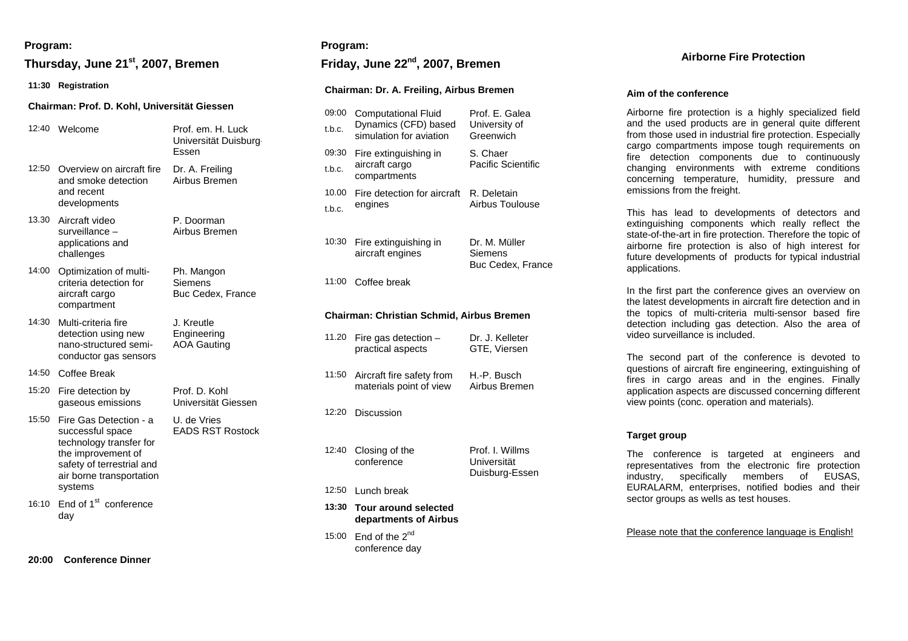## Program:

## Thursday, June 21st, 2007, Bremen

**11:30 Registration**

**Chairman: Prof. D. Kohl, Universität Giessen**

| | | |
|---|---|---|
| 12:40 | Welcome | Prof. em. H. Luck Universität Duisburg-Essen |
| 12:50 | Overview on aircraft fire and smoke detection and recent developments | Dr. A. Freiling Airbus Bremen |
| 13.30 | Aircraft video surveillance – applications and challenges | P. Doorman Airbus Bremen |
| 14:00 | Optimization of multi-criteria detection for aircraft cargo compartment | Ph. Mangon Siemens Buc Cedex, France |
| 14:30 | Multi-criteria fire detection using new nano-structured semi-conductor gas sensors | J. Kreutle Engineering AOA Gauting |
| 14:50 | Coffee Break | |
| 15:20 | Fire detection by gaseous emissions | Prof. D. Kohl Universität Giessen |
| 15:50 | Fire Gas Detection - a successful space technology transfer for the improvement of safety of terrestrial and air borne transportation systems | U. de Vries EADS RST Rostock |
| 16:10 | End of 1st conference day | |

**20:00 Conference Dinner**

## Program:

## Friday, June 22nd, 2007, Bremen

**Chairman: Dr. A. Freiling, Airbus Bremen**

| | | |
|---|---|---|
| 09:00 t.b.c. | Computational Fluid Dynamics (CFD) based simulation for aviation | Prof. E. Galea University of Greenwich |
| 09:30 t.b.c. | Fire extinguishing in aircraft cargo compartments | S. Chaer Pacific Scientific |
| 10.00 t.b.c. | Fire detection for aircraft engines | R. Deletain Airbus Toulouse |
| 10:30 | Fire extinguishing in aircraft engines | Dr. M. Müller Siemens Buc Cedex, France |
| 11:00 | Coffee break | |

**Chairman: Christian Schmid, Airbus Bremen**

| | | |
|---|---|---|
| 11.20 | Fire gas detection – practical aspects | Dr. J. Kelleter GTE, Viersen |
| 11:50 | Aircraft fire safety from materials point of view | H.-P. Busch Airbus Bremen |
| 12:20 | Discussion | |
| 12:40 | Closing of the conference | Prof. I. Willms Universität Duisburg-Essen |
| 12:50 | Lunch break | |
| **13:30** | **Tour around selected departments of Airbus** | |
| 15:00 | End of the 2nd conference day | |

## Airborne Fire Protection

### Aim of the conference

Airborne fire protection is a highly specialized field and the used products are in general quite different from those used in industrial fire protection. Especially cargo compartments impose tough requirements on fire detection components due to continuously changing environments with extreme conditions concerning temperature, humidity, pressure and emissions from the freight.

This has lead to developments of detectors and extinguishing components which really reflect the state-of-the-art in fire protection. Therefore the topic of airborne fire protection is also of high interest for future developments of products for typical industrial applications.

In the first part the conference gives an overview on the latest developments in aircraft fire detection and in the topics of multi-criteria multi-sensor based fire detection including gas detection. Also the area of video surveillance is included.

The second part of the conference is devoted to questions of aircraft fire engineering, extinguishing of fires in cargo areas and in the engines. Finally application aspects are discussed concerning different view points (conc. operation and materials).

### Target group

The conference is targeted at engineers and representatives from the electronic fire protection industry, specifically members of EUSAS, EURALARM, enterprises, notified bodies and their sector groups as wells as test houses.

Please note that the conference language is English!